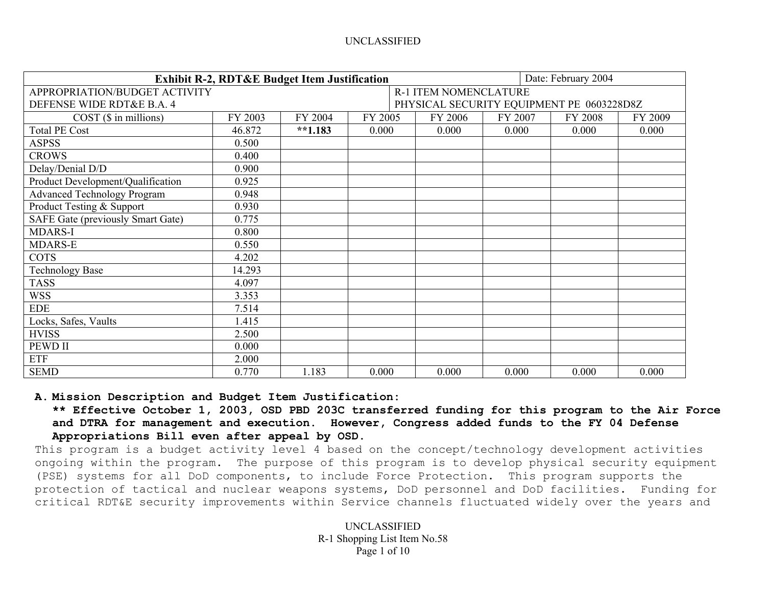UNCLASSIFIED

| Exhibit R-2, RDT&E Budget Item Justification | | | | | Date: February 2004 | | |
|---|---|---|---|---|---|---|---|
| APPROPRIATION/BUDGET ACTIVITY<br>DEFENSE WIDE RDT&E B.A. 4 | | | | R-1 ITEM NOMENCLATURE<br>PHYSICAL SECURITY EQUIPMENT PE 0603228D8Z | | | |
| COST ($ in millions) | FY 2003 | FY 2004 | FY 2005 | FY 2006 | FY 2007 | FY 2008 | FY 2009 |
| Total PE Cost | 46.872 | **\*\*1.183** | 0.000 | 0.000 | 0.000 | 0.000 | 0.000 |
| ASPSS | 0.500 | | | | | | |
| CROWS | 0.400 | | | | | | |
| Delay/Denial D/D | 0.900 | | | | | | |
| Product Development/Qualification | 0.925 | | | | | | |
| Advanced Technology Program | 0.948 | | | | | | |
| Product Testing & Support | 0.930 | | | | | | |
| SAFE Gate (previously Smart Gate) | 0.775 | | | | | | |
| MDARS-I | 0.800 | | | | | | |
| MDARS-E | 0.550 | | | | | | |
| COTS | 4.202 | | | | | | |
| Technology Base | 14.293 | | | | | | |
| TASS | 4.097 | | | | | | |
| WSS | 3.353 | | | | | | |
| EDE | 7.514 | | | | | | |
| Locks, Safes, Vaults | 1.415 | | | | | | |
| HVISS | 2.500 | | | | | | |
| PEWD II | 0.000 | | | | | | |
| ETF | 2.000 | | | | | | |
| SEMD | 0.770 | 1.183 | 0.000 | 0.000 | 0.000 | 0.000 | 0.000 |

**A. Mission Description and Budget Item Justification:**

**\*\* Effective October 1, 2003, OSD PBD 203C transferred funding for this program to the Air Force and DTRA for management and execution. However, Congress added funds to the FY 04 Defense Appropriations Bill even after appeal by OSD.**

This program is a budget activity level 4 based on the concept/technology development activities ongoing within the program. The purpose of this program is to develop physical security equipment (PSE) systems for all DoD components, to include Force Protection. This program supports the protection of tactical and nuclear weapons systems, DoD personnel and DoD facilities. Funding for critical RDT&E security improvements within Service channels fluctuated widely over the years and

UNCLASSIFIED
R-1 Shopping List Item No.58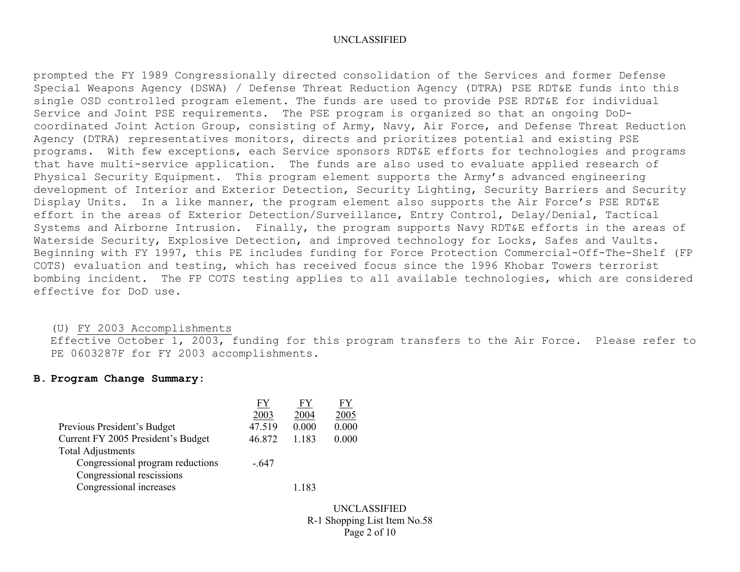prompted the FY 1989 Congressionally directed consolidation of the Services and former Defense Special Weapons Agency (DSWA) / Defense Threat Reduction Agency (DTRA) PSE RDT&E funds into this single OSD controlled program element. The funds are used to provide PSE RDT&E for individual Service and Joint PSE requirements. The PSE program is organized so that an ongoing DoD-coordinated Joint Action Group, consisting of Army, Navy, Air Force, and Defense Threat Reduction Agency (DTRA) representatives monitors, directs and prioritizes potential and existing PSE programs. With few exceptions, each Service sponsors RDT&E efforts for technologies and programs that have multi-service application. The funds are also used to evaluate applied research of Physical Security Equipment. This program element supports the Army's advanced engineering development of Interior and Exterior Detection, Security Lighting, Security Barriers and Security Display Units. In a like manner, the program element also supports the Air Force's PSE RDT&E effort in the areas of Exterior Detection/Surveillance, Entry Control, Delay/Denial, Tactical Systems and Airborne Intrusion. Finally, the program supports Navy RDT&E efforts in the areas of Waterside Security, Explosive Detection, and improved technology for Locks, Safes and Vaults. Beginning with FY 1997, this PE includes funding for Force Protection Commercial-Off-The-Shelf (FP COTS) evaluation and testing, which has received focus since the 1996 Khobar Towers terrorist bombing incident. The FP COTS testing applies to all available technologies, which are considered effective for DoD use.

(U) FY 2003 Accomplishments

Effective October 1, 2003, funding for this program transfers to the Air Force. Please refer to PE 0603287F for FY 2003 accomplishments.

**B. Program Change Summary:**

| | FY 2003 | FY 2004 | FY 2005 |
|---|---|---|---|
| Previous President's Budget | 47.519 | 0.000 | 0.000 |
| Current FY 2005 President's Budget | 46.872 | 1.183 | 0.000 |
| Total Adjustments | | | |
| Congressional program reductions | -.647 | | |
| Congressional rescissions | | | |
| Congressional increases | | 1.183 | |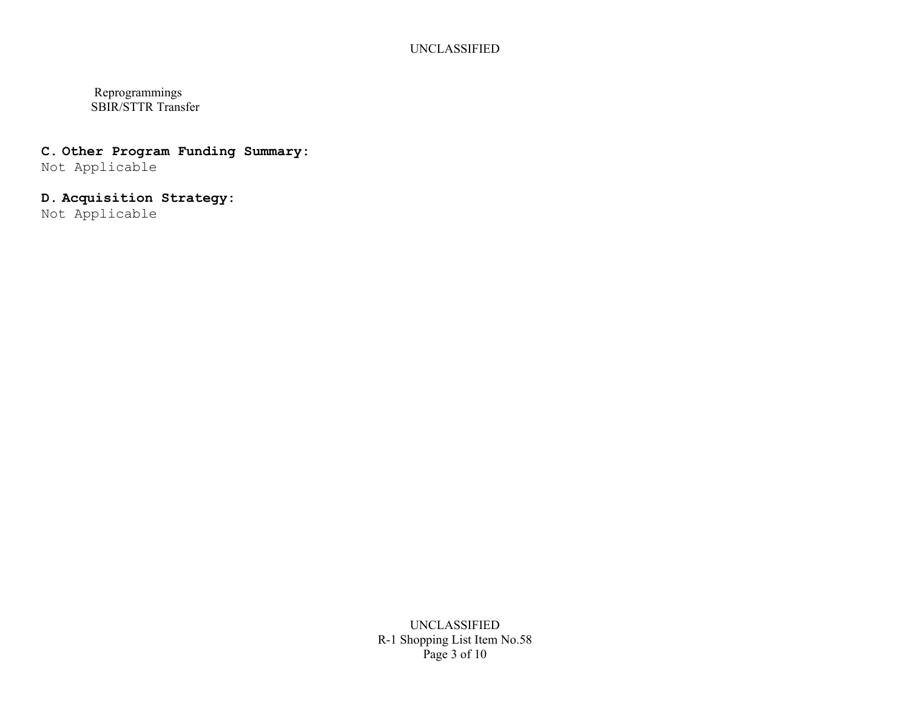Reprogrammings
SBIR/STTR Transfer

**C. Other Program Funding Summary:**
Not Applicable

**D. Acquisition Strategy:**
Not Applicable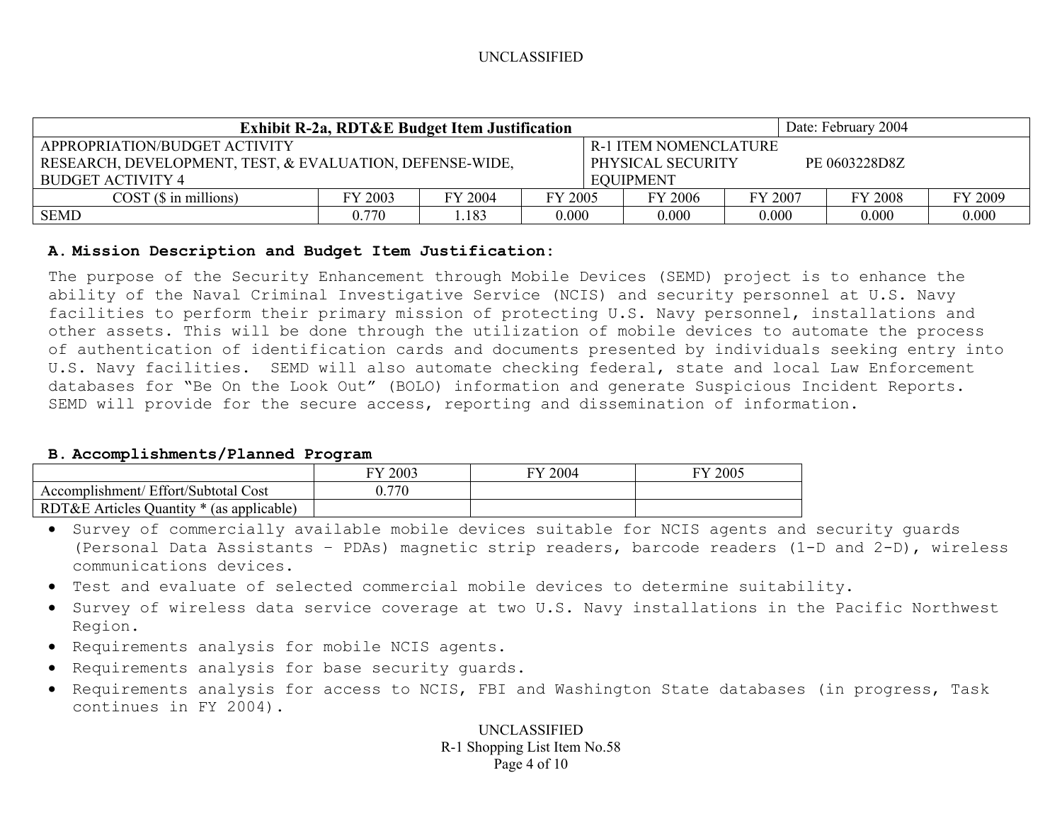| Exhibit R-2a, RDT&E Budget Item Justification | | | | | | | Date: February 2004 |
|---|---|---|---|---|---|---|---|
| APPROPRIATION/BUDGET ACTIVITY<br>RESEARCH, DEVELOPMENT, TEST, & EVALUATION, DEFENSE-WIDE, BUDGET ACTIVITY 4 | | | | R-1 ITEM NOMENCLATURE<br>PHYSICAL SECURITY EQUIPMENT PE 0603228D8Z | | | |
| COST ($ in millions) | FY 2003 | FY 2004 | FY 2005 | FY 2006 | FY 2007 | FY 2008 | FY 2009 |
| SEMD | 0.770 | 1.183 | 0.000 | 0.000 | 0.000 | 0.000 | 0.000 |

## A. Mission Description and Budget Item Justification:

The purpose of the Security Enhancement through Mobile Devices (SEMD) project is to enhance the ability of the Naval Criminal Investigative Service (NCIS) and security personnel at U.S. Navy facilities to perform their primary mission of protecting U.S. Navy personnel, installations and other assets. This will be done through the utilization of mobile devices to automate the process of authentication of identification cards and documents presented by individuals seeking entry into U.S. Navy facilities. SEMD will also automate checking federal, state and local Law Enforcement databases for "Be On the Look Out" (BOLO) information and generate Suspicious Incident Reports. SEMD will provide for the secure access, reporting and dissemination of information.

## B. Accomplishments/Planned Program

| | FY 2003 | FY 2004 | FY 2005 |
|---|---|---|---|
| Accomplishment/ Effort/Subtotal Cost | 0.770 | | |
| RDT&E Articles Quantity * (as applicable) | | | |

- Survey of commercially available mobile devices suitable for NCIS agents and security guards (Personal Data Assistants – PDAs) magnetic strip readers, barcode readers (1-D and 2-D), wireless communications devices.
- Test and evaluate of selected commercial mobile devices to determine suitability.
- Survey of wireless data service coverage at two U.S. Navy installations in the Pacific Northwest Region.
- Requirements analysis for mobile NCIS agents.
- Requirements analysis for base security guards.
- Requirements analysis for access to NCIS, FBI and Washington State databases (in progress, Task continues in FY 2004).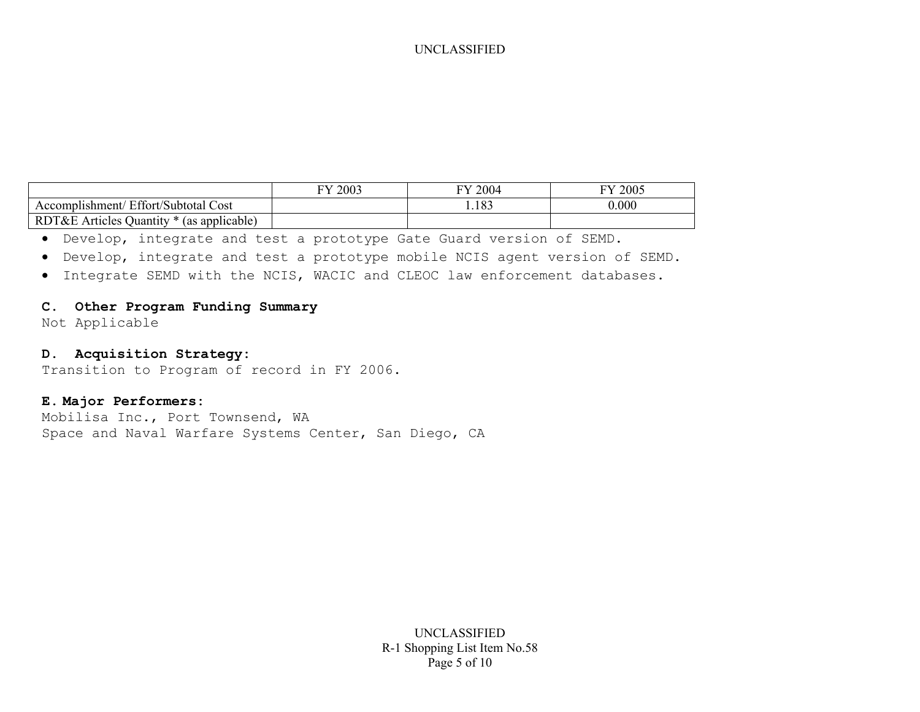| | FY 2003 | FY 2004 | FY 2005 |
|---|---|---|---|
| Accomplishment/ Effort/Subtotal Cost | | 1.183 | 0.000 |
| RDT&E Articles Quantity * (as applicable) | | | |

- Develop, integrate and test a prototype Gate Guard version of SEMD.
- Develop, integrate and test a prototype mobile NCIS agent version of SEMD.
- Integrate SEMD with the NCIS, WACIC and CLEOC law enforcement databases.

**C. Other Program Funding Summary**

Not Applicable

**D. Acquisition Strategy:**

Transition to Program of record in FY 2006.

**E. Major Performers:**

Mobilisa Inc., Port Townsend, WA
Space and Naval Warfare Systems Center, San Diego, CA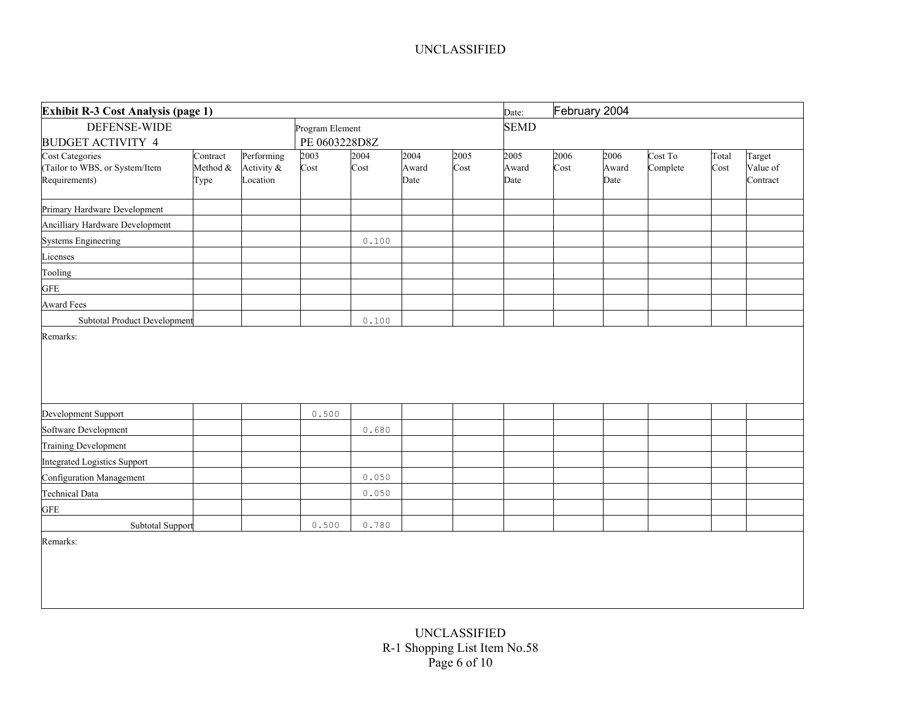UNCLASSIFIED

| Exhibit R-3 Cost Analysis (page 1) | | | | | | | Date: | February 2004 | | | | |
|---|---|---|---|---|---|---|---|---|---|---|---|---|
| DEFENSE-WIDE BUDGET ACTIVITY 4 | | | Program Element PE 0603228D8Z | | | | SEMD | | | | | |
| Cost Categories (Tailor to WBS, or System/Item Requirements) | Contract Method & Type | Performing Activity & Location | 2003 Cost | 2004 Cost | 2004 Award Date | 2005 Cost | 2005 Award Date | 2006 Cost | 2006 Award Date | Cost To Complete | Total Cost | Target Value of Contract |
| Primary Hardware Development | | | | | | | | | | | | |
| Ancilliary Hardware Development | | | | | | | | | | | | |
| Systems Engineering | | | | 0.100 | | | | | | | | |
| Licenses | | | | | | | | | | | | |
| Tooling | | | | | | | | | | | | |
| GFE | | | | | | | | | | | | |
| Award Fees | | | | | | | | | | | | |
| Subtotal Product Development | | | | 0.100 | | | | | | | | |

Remarks:

| Cost Categories | Contract Method & Type | Performing Activity & Location | 2003 Cost | 2004 Cost | 2004 Award Date | 2005 Cost | 2005 Award Date | 2006 Cost | 2006 Award Date | Cost To Complete | Total Cost | Target Value of Contract |
|---|---|---|---|---|---|---|---|---|---|---|---|---|
| Development Support | | | 0.500 | | | | | | | | | |
| Software Development | | | | 0.680 | | | | | | | | |
| Training Development | | | | | | | | | | | | |
| Integrated Logistics Support | | | | | | | | | | | | |
| Configuration Management | | | | 0.050 | | | | | | | | |
| Technical Data | | | | 0.050 | | | | | | | | |
| GFE | | | | | | | | | | | | |
| Subtotal Support | | | 0.500 | 0.780 | | | | | | | | |

Remarks:

UNCLASSIFIED

R-1 Shopping List Item No.58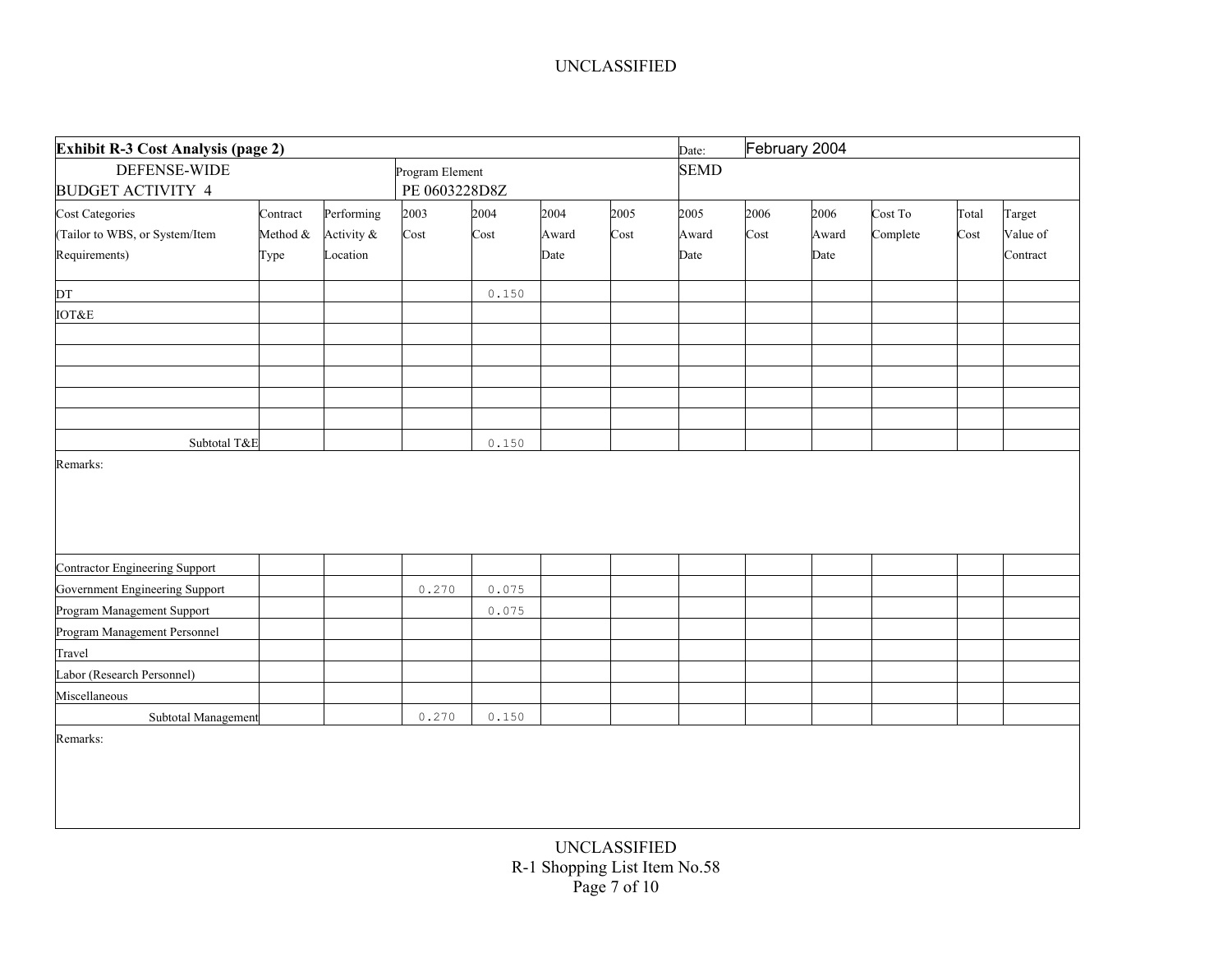UNCLASSIFIED

| **Exhibit R-3 Cost Analysis (page 2)** | | | | | | | Date: | February 2004 | | | | |
|---|---|---|---|---|---|---|---|---|---|---|---|---|
| DEFENSE-WIDE<br>BUDGET ACTIVITY 4 | | Program Element<br>PE 0603228D8Z | | | | | SEMD | | | | | |
| Cost Categories<br>(Tailor to WBS, or System/Item Requirements) | Contract Method & Type | Performing Activity & Location | 2003 Cost | 2004 Cost | 2004 Award Date | 2005 Cost | 2005 Award Date | 2006 Cost | 2006 Award Date | Cost To Complete | Total Cost | Target Value of Contract |
| DT | | | | 0.150 | | | | | | | | |
| IOT&E | | | | | | | | | | | | |
| | | | | | | | | | | | | |
| | | | | | | | | | | | | |
| | | | | | | | | | | | | |
| | | | | | | | | | | | | |
| | | | | | | | | | | | | |
| Subtotal T&E | | | | 0.150 | | | | | | | | |
| Remarks: | | | | | | | | | | | | |
| Contractor Engineering Support | | | | | | | | | | | | |
| Government Engineering Support | | | 0.270 | 0.075 | | | | | | | | |
| Program Management Support | | | | 0.075 | | | | | | | | |
| Program Management Personnel | | | | | | | | | | | | |
| Travel | | | | | | | | | | | | |
| Labor (Research Personnel) | | | | | | | | | | | | |
| Miscellaneous | | | | | | | | | | | | |
| Subtotal Management | | | 0.270 | 0.150 | | | | | | | | |
| Remarks: | | | | | | | | | | | | |

UNCLASSIFIED

R-1 Shopping List Item No.58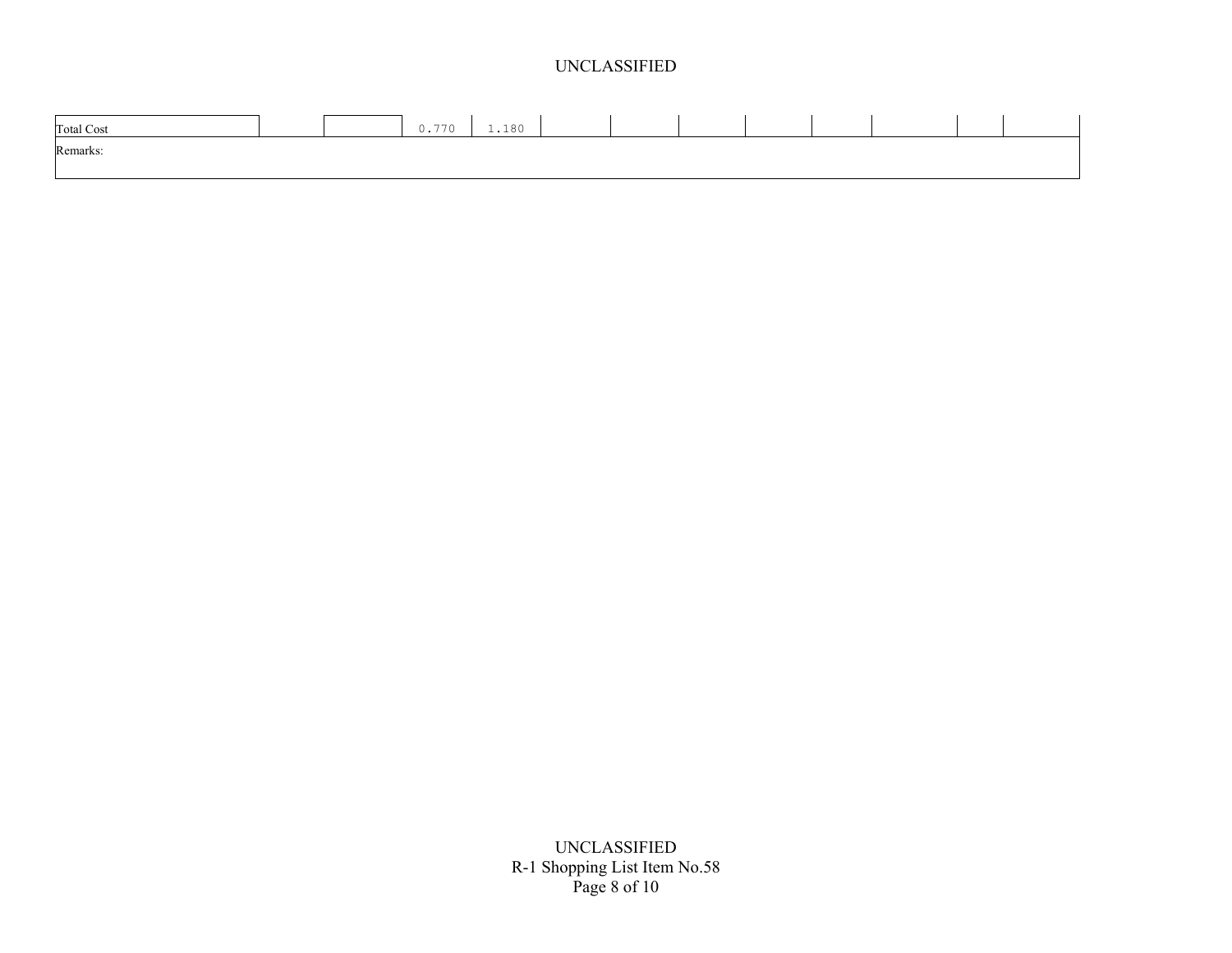| Total Cost | | | 0.770 | 1.180 | | | | | | | | |
|---|---|---|---|---|---|---|---|---|---|---|---|---|
| Remarks: | | | | | | | | | | | | |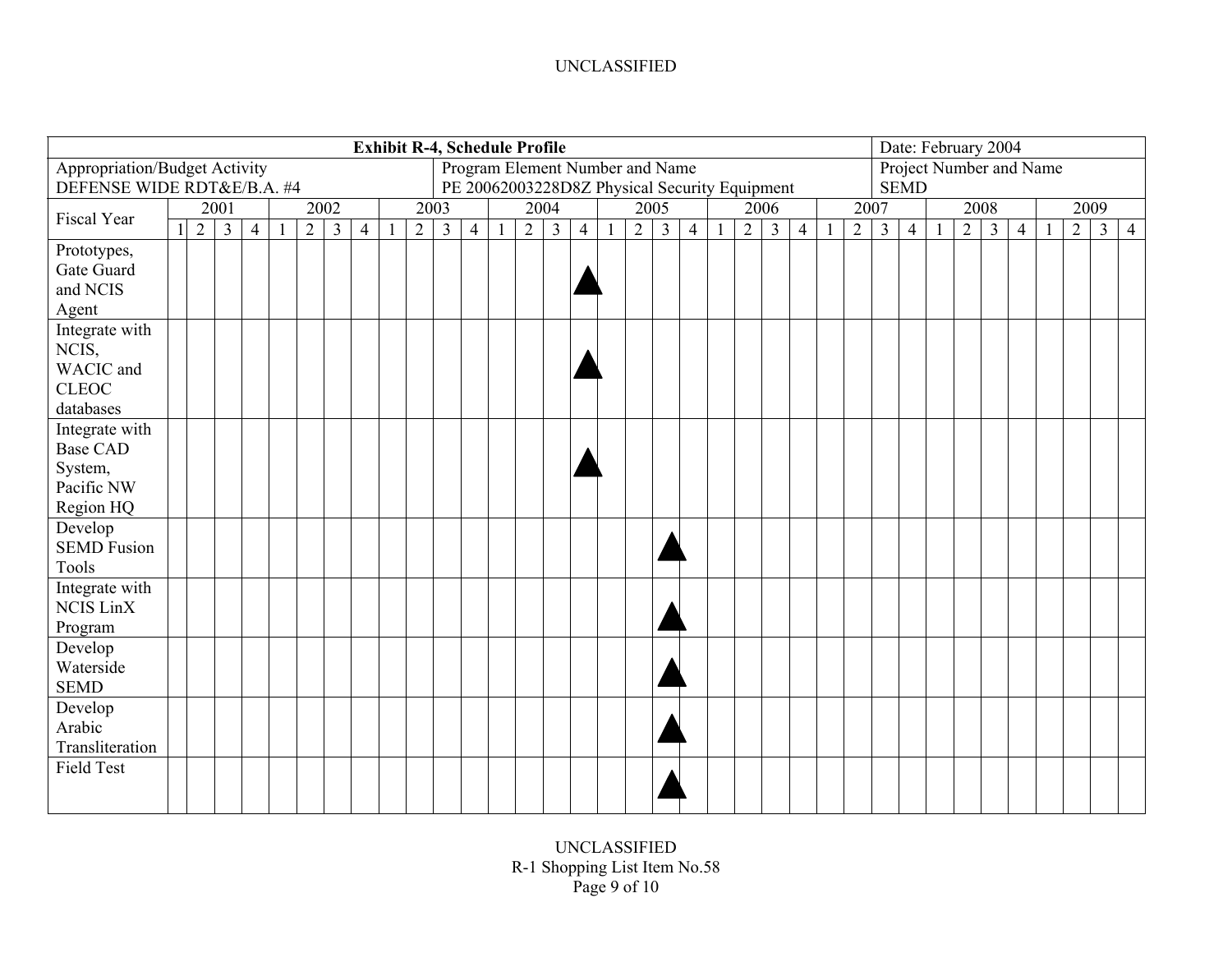**Exhibit R-4, Schedule Profile**

Date: February 2004

Appropriation/Budget Activity
DEFENSE WIDE RDT&E/B.A. #4

Program Element Number and Name
PE 20062003228D8Z Physical Security Equipment

Project Number and Name
SEMD

| Fiscal Year | 2001 | | | | 2002 | | | | 2003 | | | | 2004 | | | | 2005 | | | | 2006 | | | | 2007 | | | | 2008 | | | | 2009 | | | |
|---|---|---|---|---|---|---|---|---|---|---|---|---|---|---|---|---|---|---|---|---|---|---|---|---|---|---|---|---|---|---|---|---|---|---|---|---|
| | 1 | 2 | 3 | 4 | 1 | 2 | 3 | 4 | 1 | 2 | 3 | 4 | 1 | 2 | 3 | 4 | 1 | 2 | 3 | 4 | 1 | 2 | 3 | 4 | 1 | 2 | 3 | 4 | 1 | 2 | 3 | 4 | 1 | 2 | 3 | 4 |
| Prototypes, Gate Guard and NCIS Agent | | | | | | | | | | | | | | | | ▲ | | | | | | | | | | | | | | | | | | | | |
| Integrate with NCIS, WACIC and CLEOC databases | | | | | | | | | | | | | | | | ▲ | | | | | | | | | | | | | | | | | | | | |
| Integrate with Base CAD System, Pacific NW Region HQ | | | | | | | | | | | | | | | | ▲ | | | | | | | | | | | | | | | | | | | | |
| Develop SEMD Fusion Tools | | | | | | | | | | | | | | | | | | | ▲ | | | | | | | | | | | | | | | | | |
| Integrate with NCIS LinX Program | | | | | | | | | | | | | | | | | | | ▲ | | | | | | | | | | | | | | | | | |
| Develop Waterside SEMD | | | | | | | | | | | | | | | | | | | ▲ | | | | | | | | | | | | | | | | | |
| Develop Arabic Transliteration | | | | | | | | | | | | | | | | | | | ▲ | | | | | | | | | | | | | | | | | |
| Field Test | | | | | | | | | | | | | | | | | | | ▲ | | | | | | | | | | | | | | | | | |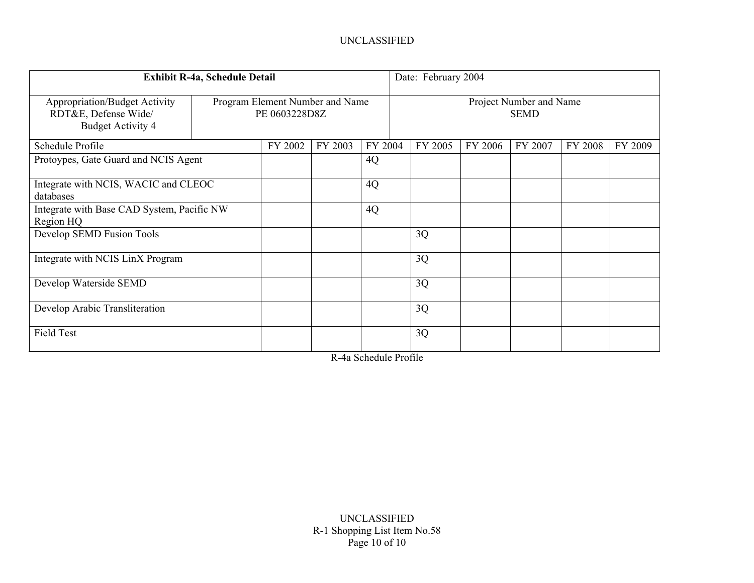| Exhibit R-4a, Schedule Detail | | Date: February 2004 |
|---|---|---|
| Appropriation/Budget Activity<br>RDT&E, Defense Wide/<br>Budget Activity 4 | Program Element Number and Name<br>PE 0603228D8Z | Project Number and Name<br>SEMD |

| Schedule Profile | FY 2002 | FY 2003 | FY 2004 | FY 2005 | FY 2006 | FY 2007 | FY 2008 | FY 2009 |
|---|---|---|---|---|---|---|---|---|
| Protoypes, Gate Guard and NCIS Agent | | | 4Q | | | | | |
| Integrate with NCIS, WACIC and CLEOC databases | | | 4Q | | | | | |
| Integrate with Base CAD System, Pacific NW Region HQ | | | 4Q | | | | | |
| Develop SEMD Fusion Tools | | | | 3Q | | | | |
| Integrate with NCIS LinX Program | | | | 3Q | | | | |
| Develop Waterside SEMD | | | | 3Q | | | | |
| Develop Arabic Transliteration | | | | 3Q | | | | |
| Field Test | | | | 3Q | | | | |

R-4a Schedule Profile